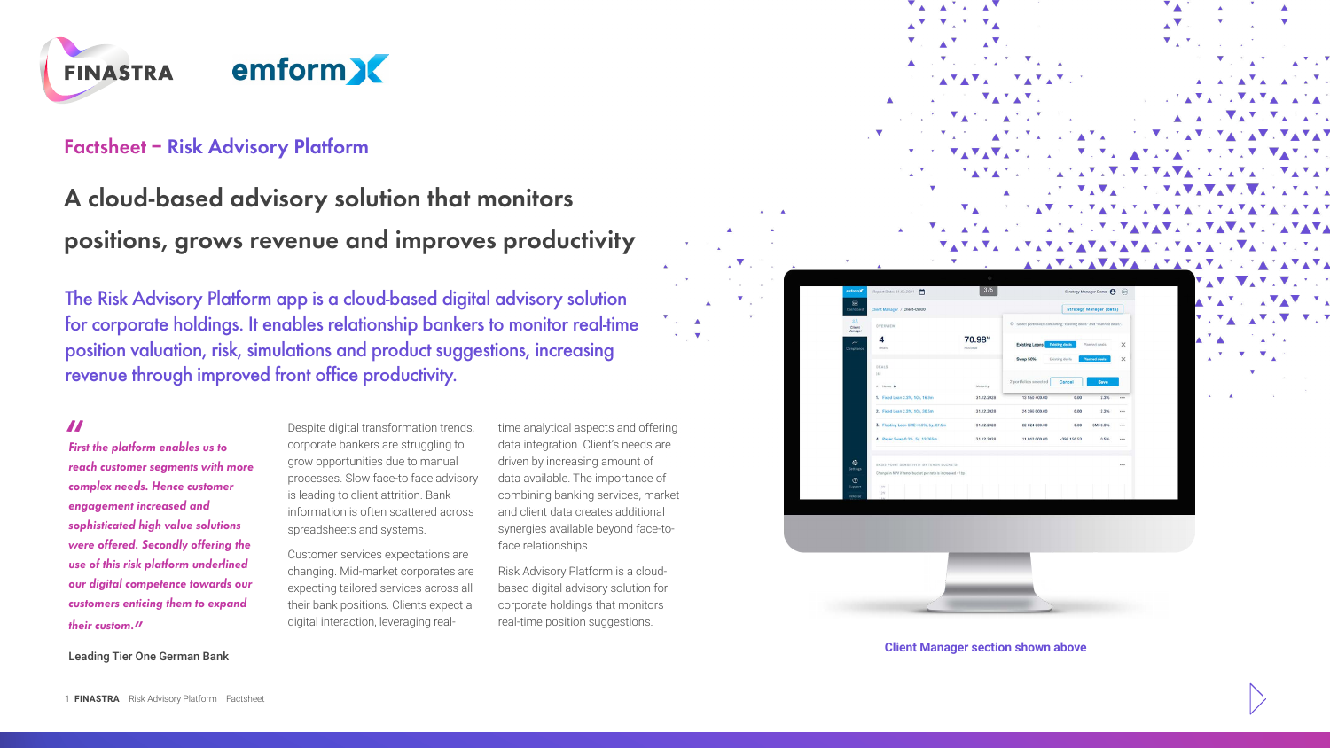FINASTRA emformX

## Factsheet – Risk Advisory Platform

# A cloud-based advisory solution that monitors positions, grows revenue and improves productivity

The Risk Advisory Platform app is a cloud-based digital advisory solution for corporate holdings. It enables relationship bankers to monitor real-time position valuation, risk, simulations and product suggestions, increasing revenue through improved front office productivity.

> *"First the platform enables us to reach customer segments with more complex needs. Hence customer engagement increased and sophisticated high value solutions were offered. Secondly offering the use of this risk platform underlined our digital competence towards our customers enticing them to expand their custom."*
>
> Leading Tier One German Bank

Despite digital transformation trends, corporate bankers are struggling to grow opportunities due to manual processes. Slow face-to face advisory is leading to client attrition. Bank information is often scattered across spreadsheets and systems.

Customer services expectations are changing. Mid-market corporates are expecting tailored services across all their bank positions. Clients expect a digital interaction, leveraging real-time analytical aspects and offering data integration. Client's needs are driven by increasing amount of data available. The importance of combining banking services, market and client data creates additional synergies available beyond face-to-face relationships.

Risk Advisory Platform is a cloud-based digital advisory solution for corporate holdings that monitors real-time position suggestions.

Client Manager section shown above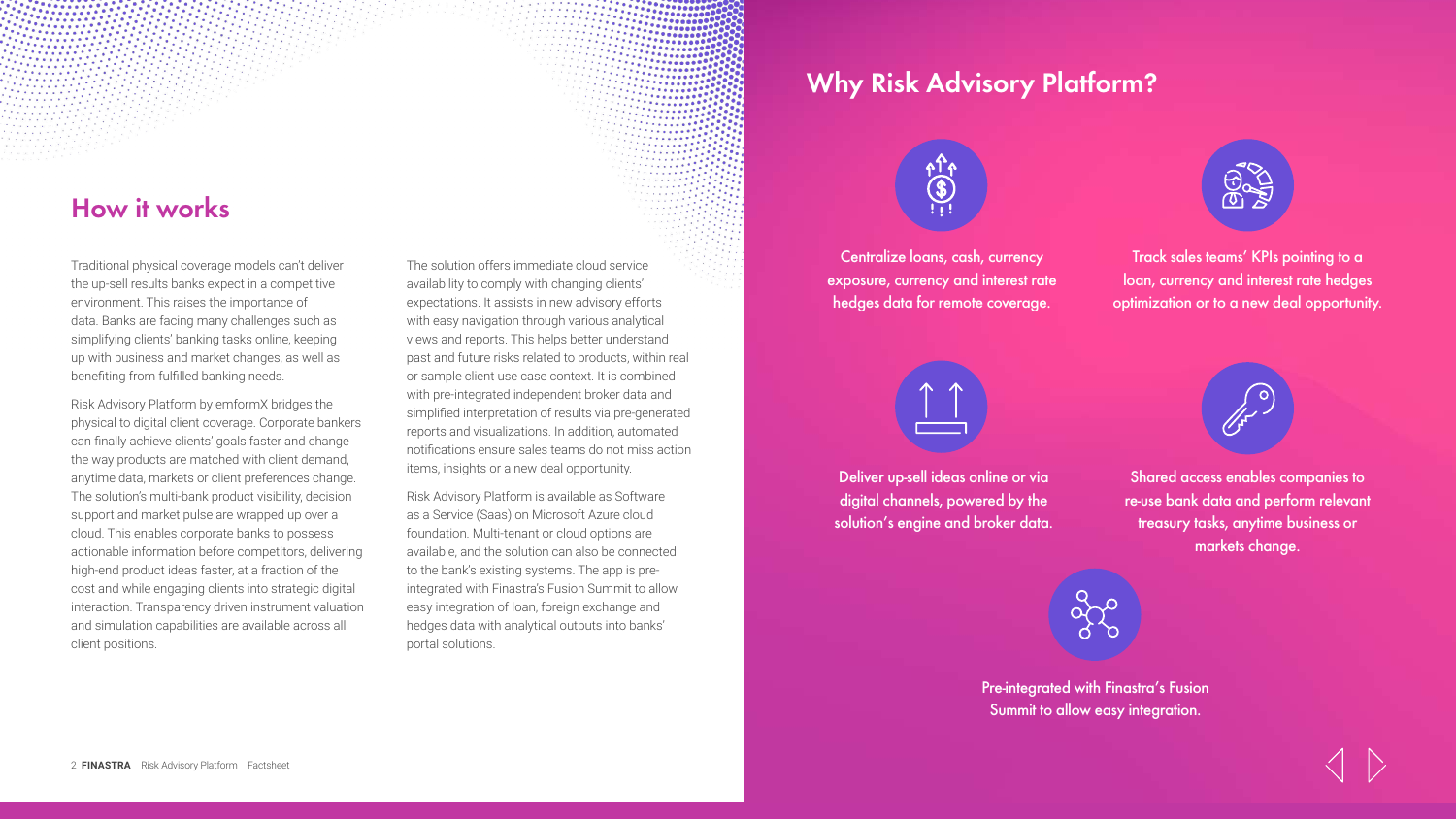## How it works

Traditional physical coverage models can't deliver the up-sell results banks expect in a competitive environment. This raises the importance of data. Banks are facing many challenges such as simplifying clients' banking tasks online, keeping up with business and market changes, as well as benefiting from fulfilled banking needs.

Risk Advisory Platform by emformX bridges the physical to digital client coverage. Corporate bankers can finally achieve clients' goals faster and change the way products are matched with client demand, anytime data, markets or client preferences change. The solution's multi-bank product visibility, decision support and market pulse are wrapped up over a cloud. This enables corporate banks to possess actionable information before competitors, delivering high-end product ideas faster, at a fraction of the cost and while engaging clients into strategic digital interaction. Transparency driven instrument valuation and simulation capabilities are available across all client positions.

The solution offers immediate cloud service availability to comply with changing clients' expectations. It assists in new advisory efforts with easy navigation through various analytical views and reports. This helps better understand past and future risks related to products, within real or sample client use case context. It is combined with pre-integrated independent broker data and simplified interpretation of results via pre-generated reports and visualizations. In addition, automated notifications ensure sales teams do not miss action items, insights or a new deal opportunity.

Risk Advisory Platform is available as Software as a Service (Saas) on Microsoft Azure cloud foundation. Multi-tenant or cloud options are available, and the solution can also be connected to the bank's existing systems. The app is pre-integrated with Finastra's Fusion Summit to allow easy integration of loan, foreign exchange and hedges data with analytical outputs into banks' portal solutions.

## Why Risk Advisory Platform?

Centralize loans, cash, currency exposure, currency and interest rate hedges data for remote coverage.

Track sales teams' KPIs pointing to a loan, currency and interest rate hedges optimization or to a new deal opportunity.

Deliver up-sell ideas online or via digital channels, powered by the solution's engine and broker data.

Shared access enables companies to re-use bank data and perform relevant treasury tasks, anytime business or markets change.

Pre-integrated with Finastra's Fusion Summit to allow easy integration.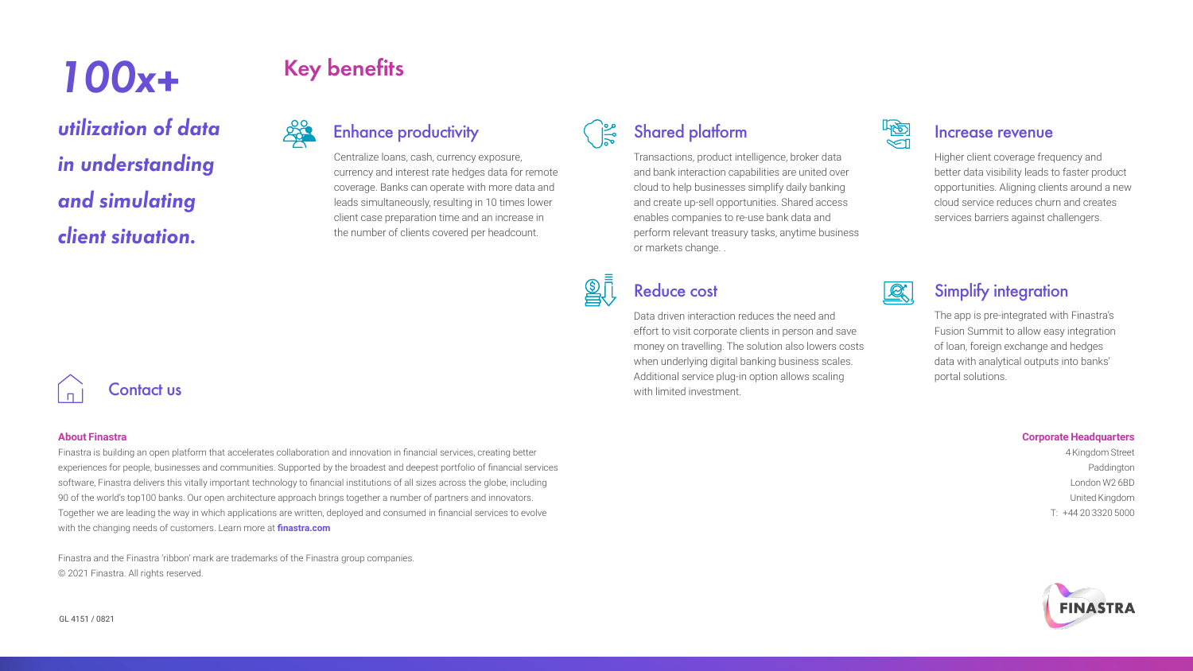# 100x+

*utilization of data in understanding and simulating client situation.*

## Key benefits

### Enhance productivity

Centralize loans, cash, currency exposure, currency and interest rate hedges data for remote coverage. Banks can operate with more data and leads simultaneously, resulting in 10 times lower client case preparation time and an increase in the number of clients covered per headcount.

### Shared platform

Transactions, product intelligence, broker data and bank interaction capabilities are united over cloud to help businesses simplify daily banking and create up-sell opportunities. Shared access enables companies to re-use bank data and perform relevant treasury tasks, anytime business or markets change. .

### Increase revenue

Higher client coverage frequency and better data visibility leads to faster product opportunities. Aligning clients around a new cloud service reduces churn and creates services barriers against challengers.

### Reduce cost

Data driven interaction reduces the need and effort to visit corporate clients in person and save money on travelling. The solution also lowers costs when underlying digital banking business scales. Additional service plug-in option allows scaling with limited investment.

### Simplify integration

The app is pre-integrated with Finastra's Fusion Summit to allow easy integration of loan, foreign exchange and hedges data with analytical outputs into banks' portal solutions.

## Contact us

**About Finastra**

Finastra is building an open platform that accelerates collaboration and innovation in financial services, creating better experiences for people, businesses and communities. Supported by the broadest and deepest portfolio of financial services software, Finastra delivers this vitally important technology to financial institutions of all sizes across the globe, including 90 of the world's top100 banks. Our open architecture approach brings together a number of partners and innovators. Together we are leading the way in which applications are written, deployed and consumed in financial services to evolve with the changing needs of customers. Learn more at **finastra.com**

Finastra and the Finastra 'ribbon' mark are trademarks of the Finastra group companies.
© 2021 Finastra. All rights reserved.

**Corporate Headquarters**

4 Kingdom Street
Paddington
London W2 6BD
United Kingdom
T: +44 20 3320 5000

GL 4151 / 0821

FINASTRA